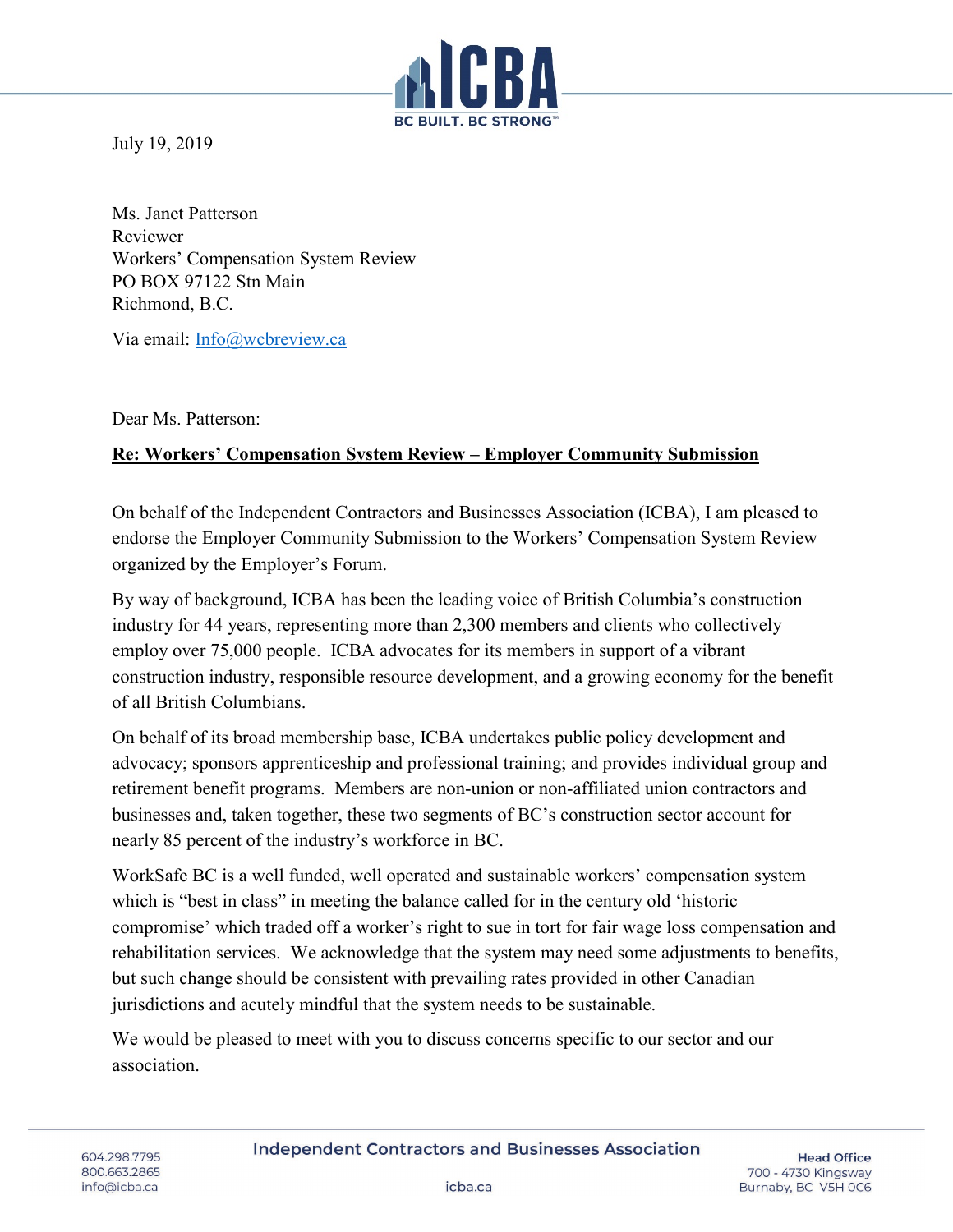July 19, 2019

Ms. Janet Patterson
Reviewer
Workers' Compensation System Review
PO BOX 97122 Stn Main
Richmond, B.C.

Via email: Info@wcbreview.ca

Dear Ms. Patterson:

**Re: Workers' Compensation System Review – Employer Community Submission**

On behalf of the Independent Contractors and Businesses Association (ICBA), I am pleased to endorse the Employer Community Submission to the Workers' Compensation System Review organized by the Employer's Forum.

By way of background, ICBA has been the leading voice of British Columbia's construction industry for 44 years, representing more than 2,300 members and clients who collectively employ over 75,000 people. ICBA advocates for its members in support of a vibrant construction industry, responsible resource development, and a growing economy for the benefit of all British Columbians.

On behalf of its broad membership base, ICBA undertakes public policy development and advocacy; sponsors apprenticeship and professional training; and provides individual group and retirement benefit programs. Members are non-union or non-affiliated union contractors and businesses and, taken together, these two segments of BC's construction sector account for nearly 85 percent of the industry's workforce in BC.

WorkSafe BC is a well funded, well operated and sustainable workers' compensation system which is "best in class" in meeting the balance called for in the century old 'historic compromise' which traded off a worker's right to sue in tort for fair wage loss compensation and rehabilitation services. We acknowledge that the system may need some adjustments to benefits, but such change should be consistent with prevailing rates provided in other Canadian jurisdictions and acutely mindful that the system needs to be sustainable.

We would be pleased to meet with you to discuss concerns specific to our sector and our association.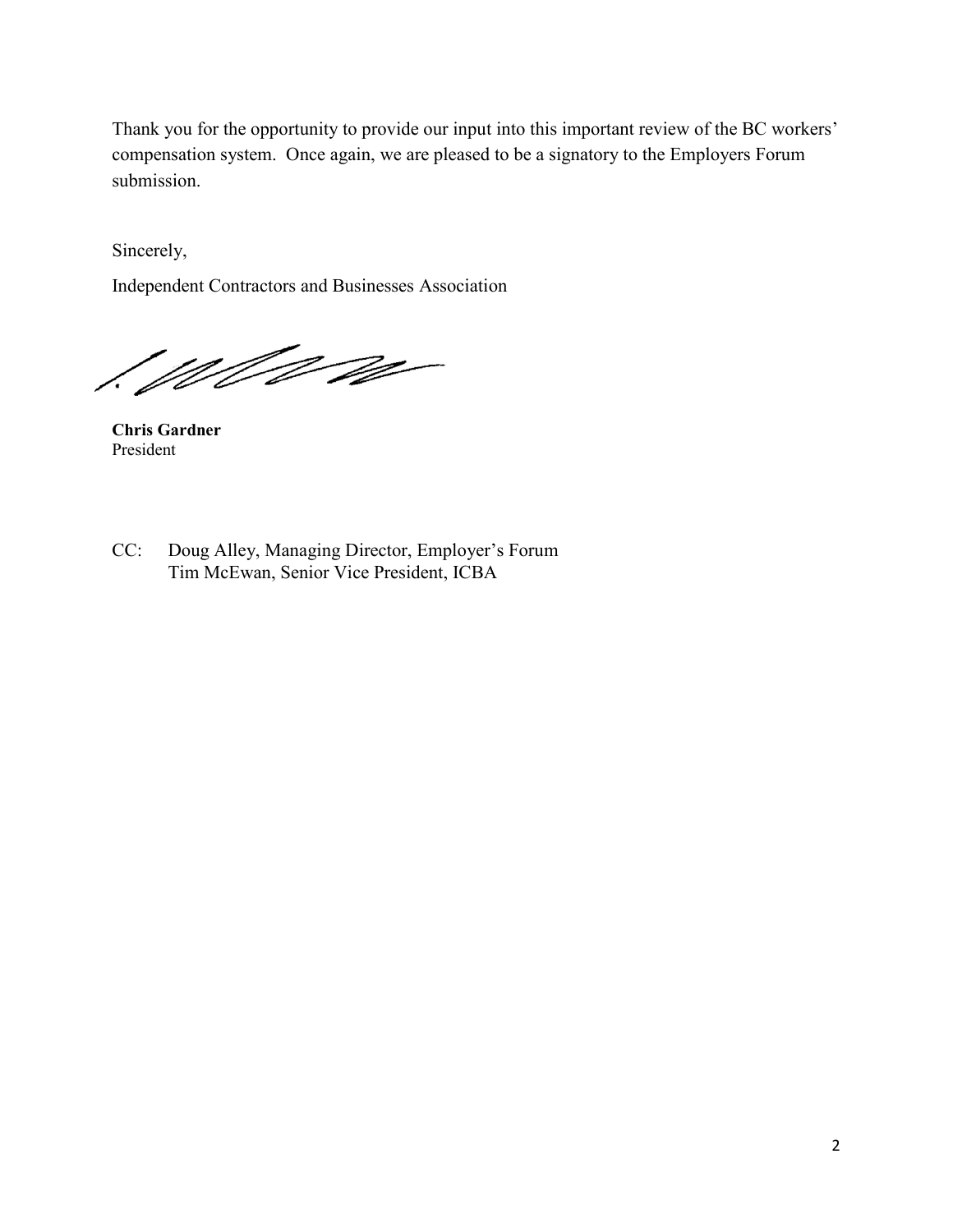Thank you for the opportunity to provide our input into this important review of the BC workers' compensation system. Once again, we are pleased to be a signatory to the Employers Forum submission.

Sincerely,

Independent Contractors and Businesses Association

**Chris Gardner**
President

CC: Doug Alley, Managing Director, Employer's Forum
Tim McEwan, Senior Vice President, ICBA